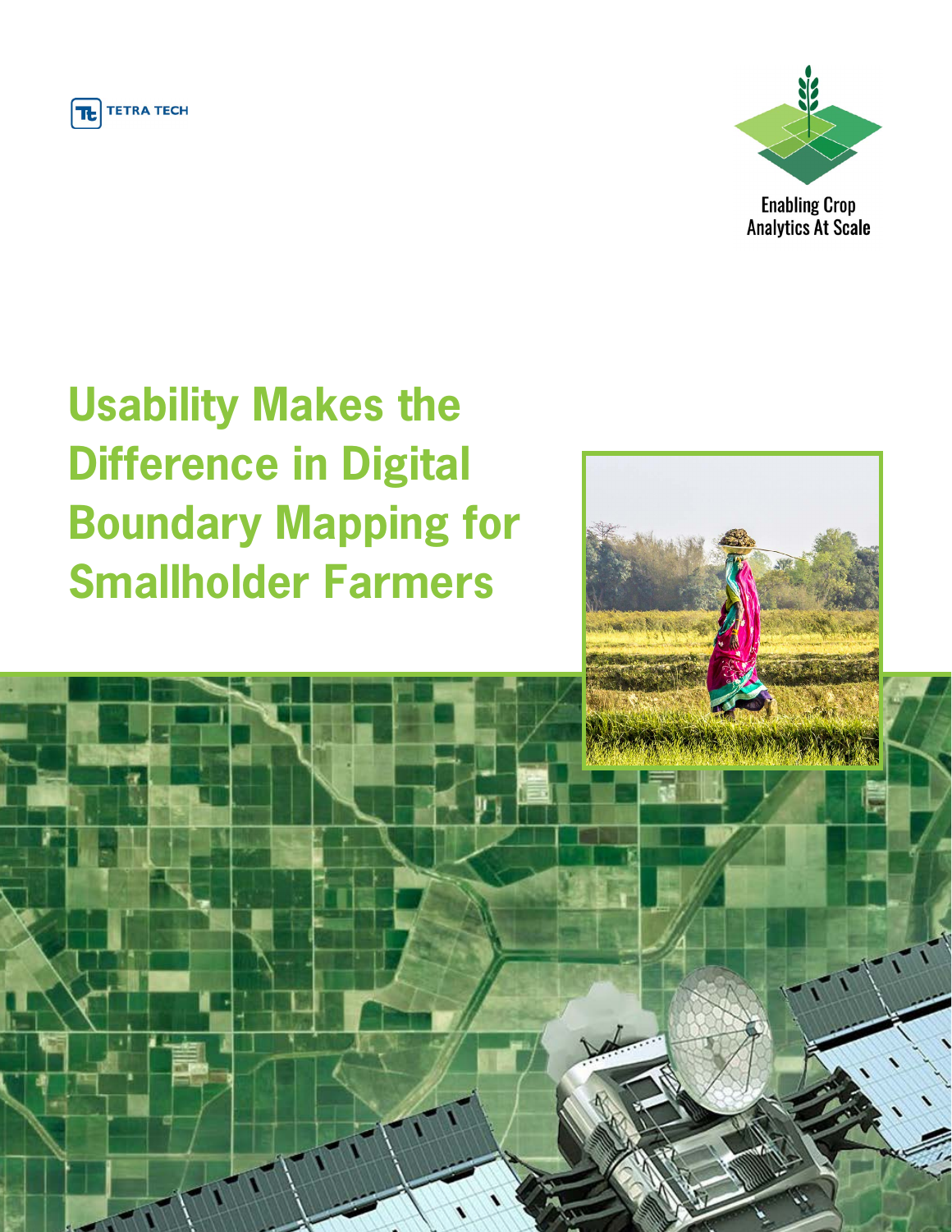TETRA TECH

Enabling Crop Analytics At Scale

# Usability Makes the Difference in Digital Boundary Mapping for Smallholder Farmers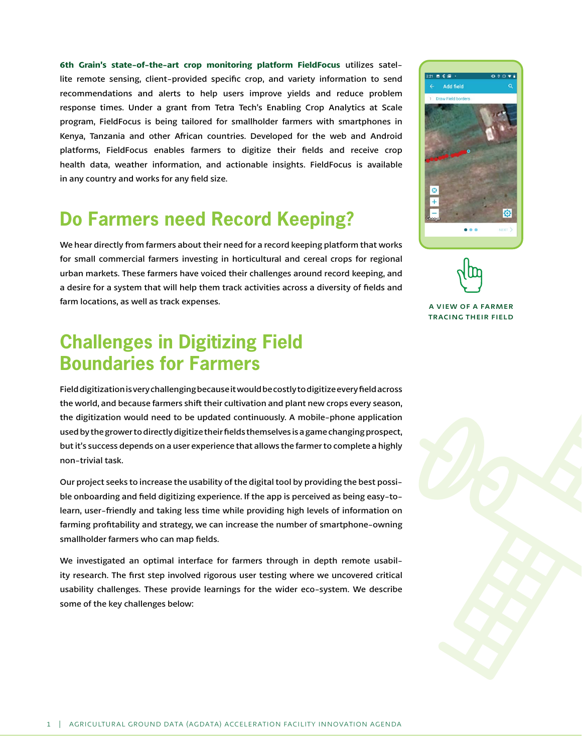**6th Grain's state-of-the-art crop monitoring platform FieldFocus** utilizes satellite remote sensing, client-provided specific crop, and variety information to send recommendations and alerts to help users improve yields and reduce problem response times. Under a grant from Tetra Tech's Enabling Crop Analytics at Scale program, FieldFocus is being tailored for smallholder farmers with smartphones in Kenya, Tanzania and other African countries. Developed for the web and Android platforms, FieldFocus enables farmers to digitize their fields and receive crop health data, weather information, and actionable insights. FieldFocus is available in any country and works for any field size.

A VIEW OF A FARMER TRACING THEIR FIELD

## Do Farmers need Record Keeping?

We hear directly from farmers about their need for a record keeping platform that works for small commercial farmers investing in horticultural and cereal crops for regional urban markets. These farmers have voiced their challenges around record keeping, and a desire for a system that will help them track activities across a diversity of fields and farm locations, as well as track expenses.

## Challenges in Digitizing Field Boundaries for Farmers

Field digitization is very challenging because it would be costly to digitize every field across the world, and because farmers shift their cultivation and plant new crops every season, the digitization would need to be updated continuously. A mobile-phone application used by the grower to directly digitize their fields themselves is a game changing prospect, but it's success depends on a user experience that allows the farmer to complete a highly non-trivial task.

Our project seeks to increase the usability of the digital tool by providing the best possible onboarding and field digitizing experience. If the app is perceived as being easy-to-learn, user-friendly and taking less time while providing high levels of information on farming profitability and strategy, we can increase the number of smartphone-owning smallholder farmers who can map fields.

We investigated an optimal interface for farmers through in depth remote usability research. The first step involved rigorous user testing where we uncovered critical usability challenges. These provide learnings for the wider eco-system. We describe some of the key challenges below: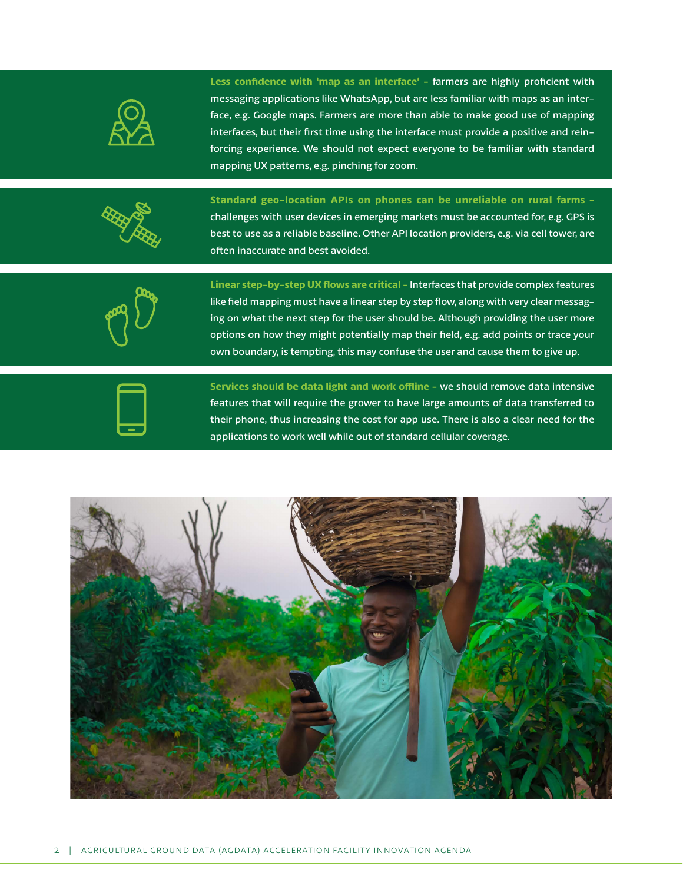**Less confidence with 'map as an interface'** – farmers are highly proficient with messaging applications like WhatsApp, but are less familiar with maps as an interface, e.g. Google maps. Farmers are more than able to make good use of mapping interfaces, but their first time using the interface must provide a positive and reinforcing experience. We should not expect everyone to be familiar with standard mapping UX patterns, e.g. pinching for zoom.

**Standard geo-location APIs on phones can be unreliable on rural farms** – challenges with user devices in emerging markets must be accounted for, e.g. GPS is best to use as a reliable baseline. Other API location providers, e.g. via cell tower, are often inaccurate and best avoided.

**Linear step-by-step UX flows are critical** – Interfaces that provide complex features like field mapping must have a linear step by step flow, along with very clear messaging on what the next step for the user should be. Although providing the user more options on how they might potentially map their field, e.g. add points or trace your own boundary, is tempting, this may confuse the user and cause them to give up.

**Services should be data light and work offline** – we should remove data intensive features that will require the grower to have large amounts of data transferred to their phone, thus increasing the cost for app use. There is also a clear need for the applications to work well while out of standard cellular coverage.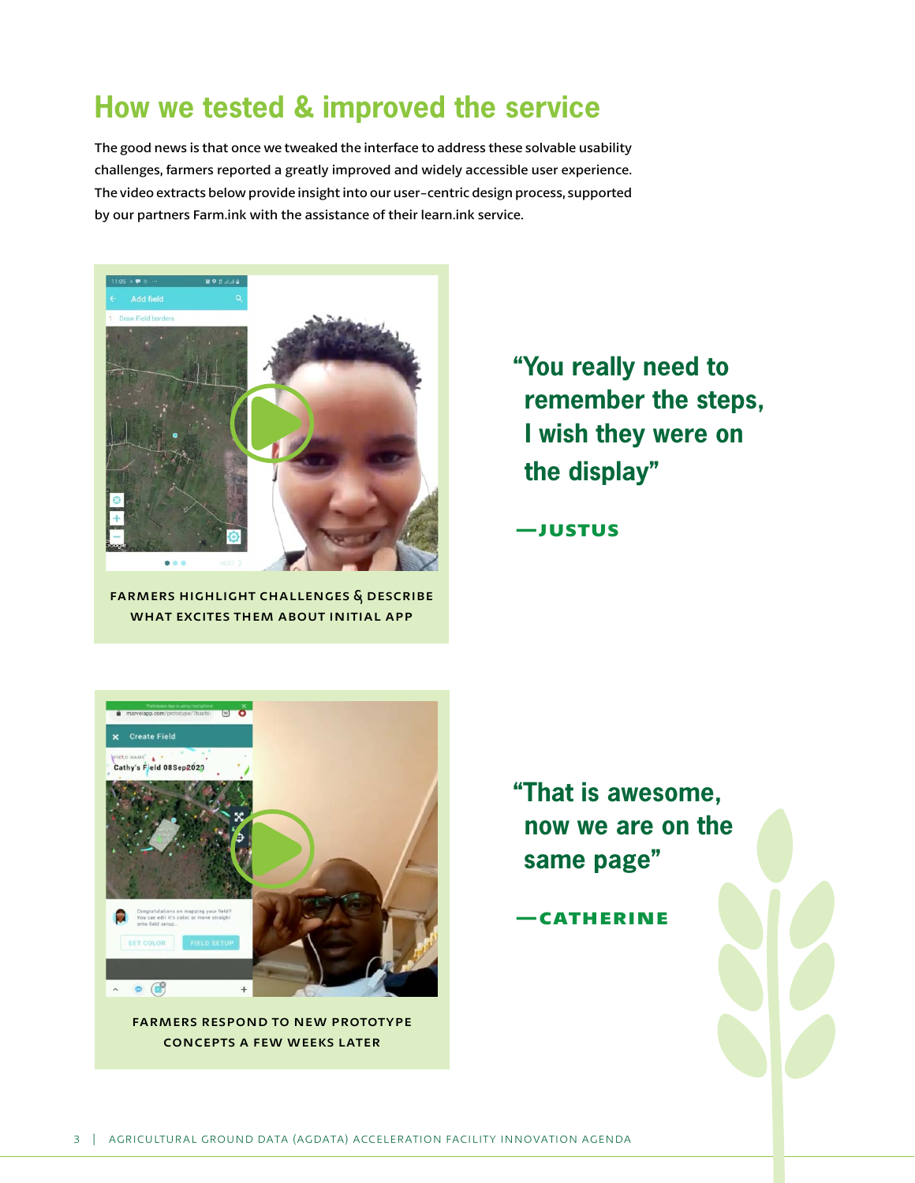## How we tested & improved the service

The good news is that once we tweaked the interface to address these solvable usability challenges, farmers reported a greatly improved and widely accessible user experience. The video extracts below provide insight into our user-centric design process, supported by our partners Farm.ink with the assistance of their learn.ink service.

FARMERS HIGHLIGHT CHALLENGES & DESCRIBE WHAT EXCITES THEM ABOUT INITIAL APP

> **"You really need to remember the steps, I wish they were on the display"**
>
> **—JUSTUS**

FARMERS RESPOND TO NEW PROTOTYPE CONCEPTS A FEW WEEKS LATER

> **"That is awesome, now we are on the same page"**
>
> **—CATHERINE**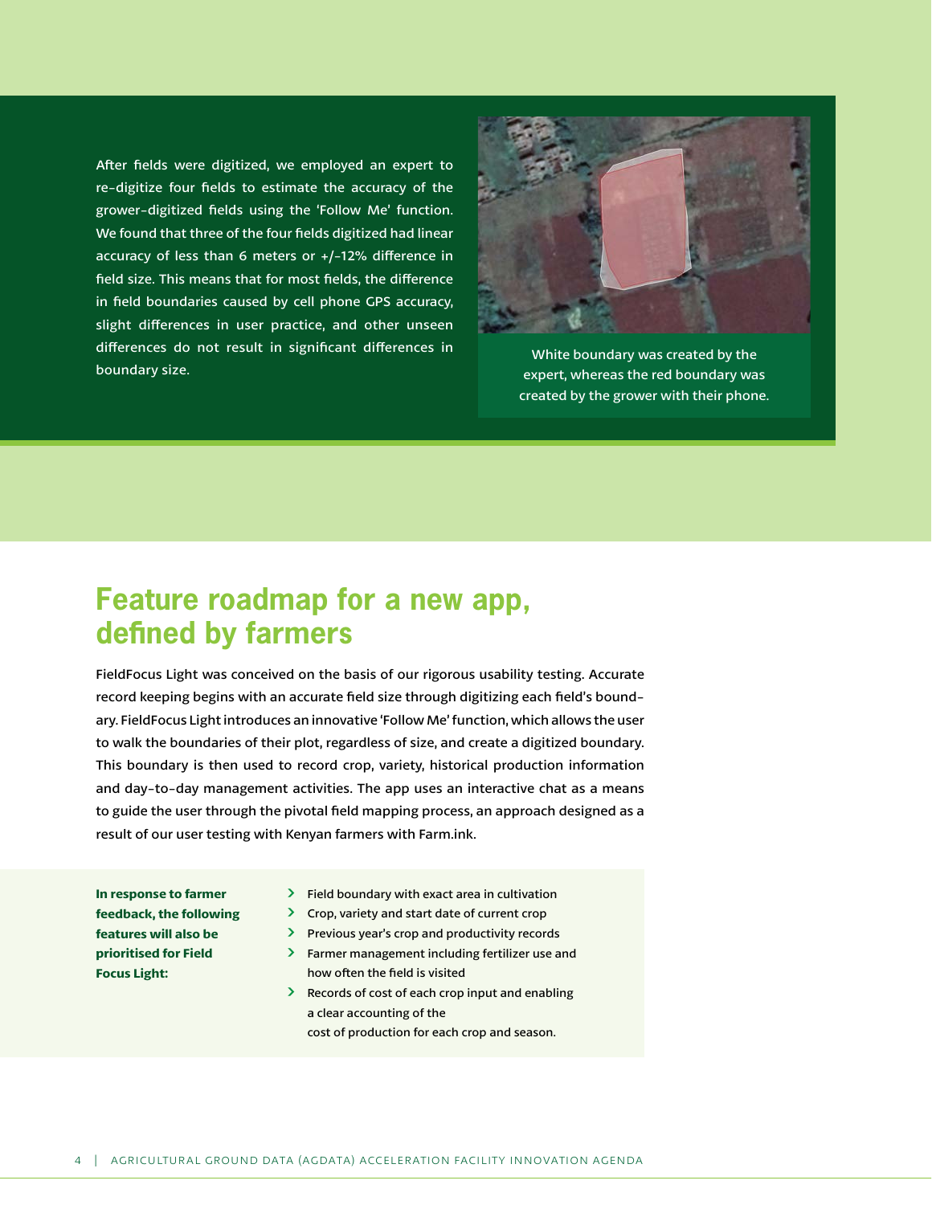After fields were digitized, we employed an expert to re-digitize four fields to estimate the accuracy of the grower-digitized fields using the 'Follow Me' function. We found that three of the four fields digitized had linear accuracy of less than 6 meters or +/-12% difference in field size. This means that for most fields, the difference in field boundaries caused by cell phone GPS accuracy, slight differences in user practice, and other unseen differences do not result in significant differences in boundary size.

White boundary was created by the expert, whereas the red boundary was created by the grower with their phone.

# Feature roadmap for a new app, defined by farmers

FieldFocus Light was conceived on the basis of our rigorous usability testing. Accurate record keeping begins with an accurate field size through digitizing each field's boundary. FieldFocus Light introduces an innovative 'Follow Me' function, which allows the user to walk the boundaries of their plot, regardless of size, and create a digitized boundary. This boundary is then used to record crop, variety, historical production information and day-to-day management activities. The app uses an interactive chat as a means to guide the user through the pivotal field mapping process, an approach designed as a result of our user testing with Kenyan farmers with Farm.ink.

**In response to farmer feedback, the following features will also be prioritised for Field Focus Light:**

- Field boundary with exact area in cultivation
- Crop, variety and start date of current crop
- Previous year's crop and productivity records
- Farmer management including fertilizer use and how often the field is visited
- Records of cost of each crop input and enabling a clear accounting of the cost of production for each crop and season.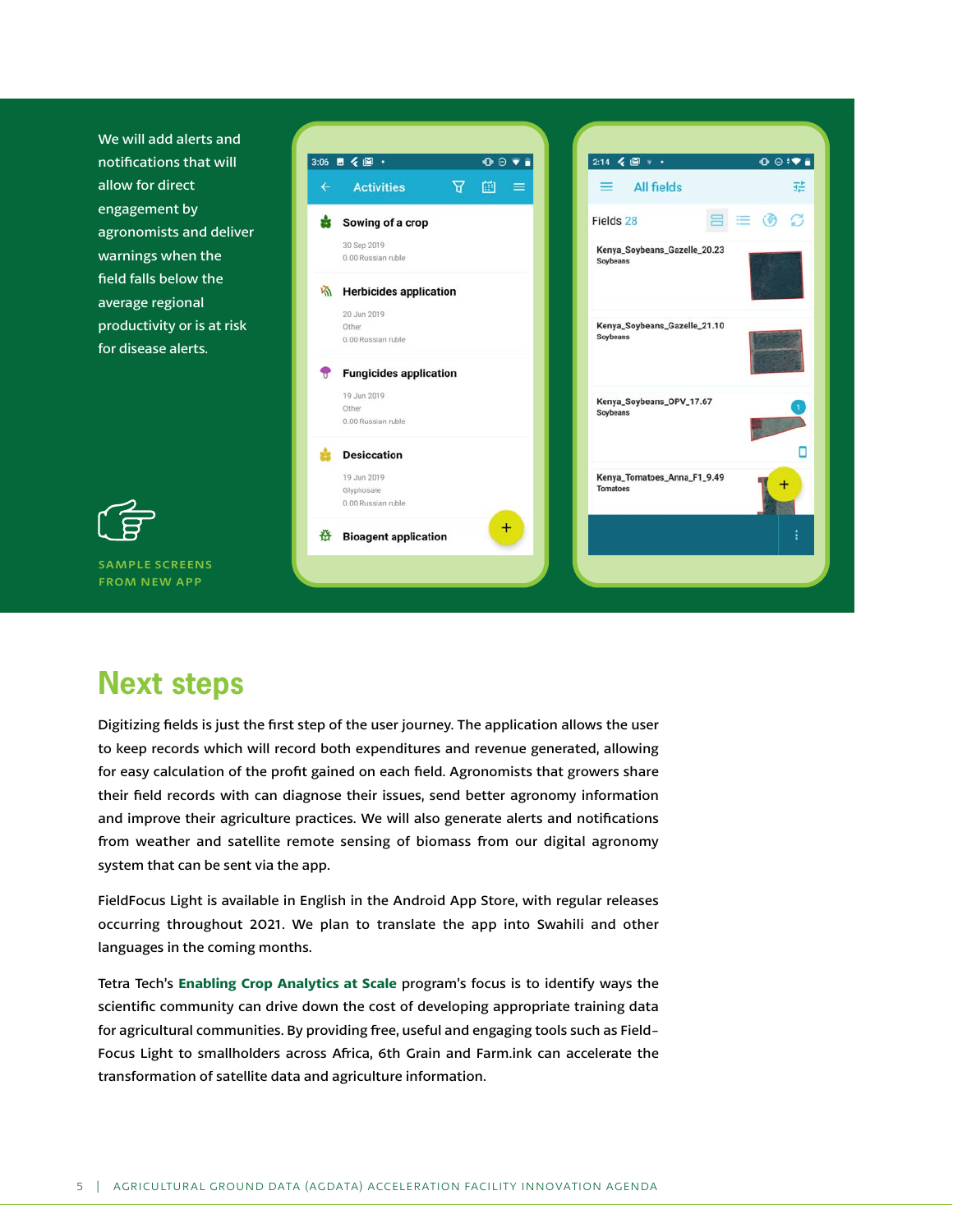We will add alerts and notifications that will allow for direct engagement by agronomists and deliver warnings when the field falls below the average regional productivity or is at risk for disease alerts.

SAMPLE SCREENS FROM NEW APP

## Next steps

Digitizing fields is just the first step of the user journey. The application allows the user to keep records which will record both expenditures and revenue generated, allowing for easy calculation of the profit gained on each field. Agronomists that growers share their field records with can diagnose their issues, send better agronomy information and improve their agriculture practices. We will also generate alerts and notifications from weather and satellite remote sensing of biomass from our digital agronomy system that can be sent via the app.

FieldFocus Light is available in English in the Android App Store, with regular releases occurring throughout 2021. We plan to translate the app into Swahili and other languages in the coming months.

Tetra Tech's **Enabling Crop Analytics at Scale** program's focus is to identify ways the scientific community can drive down the cost of developing appropriate training data for agricultural communities. By providing free, useful and engaging tools such as Field-Focus Light to smallholders across Africa, 6th Grain and Farm.ink can accelerate the transformation of satellite data and agriculture information.